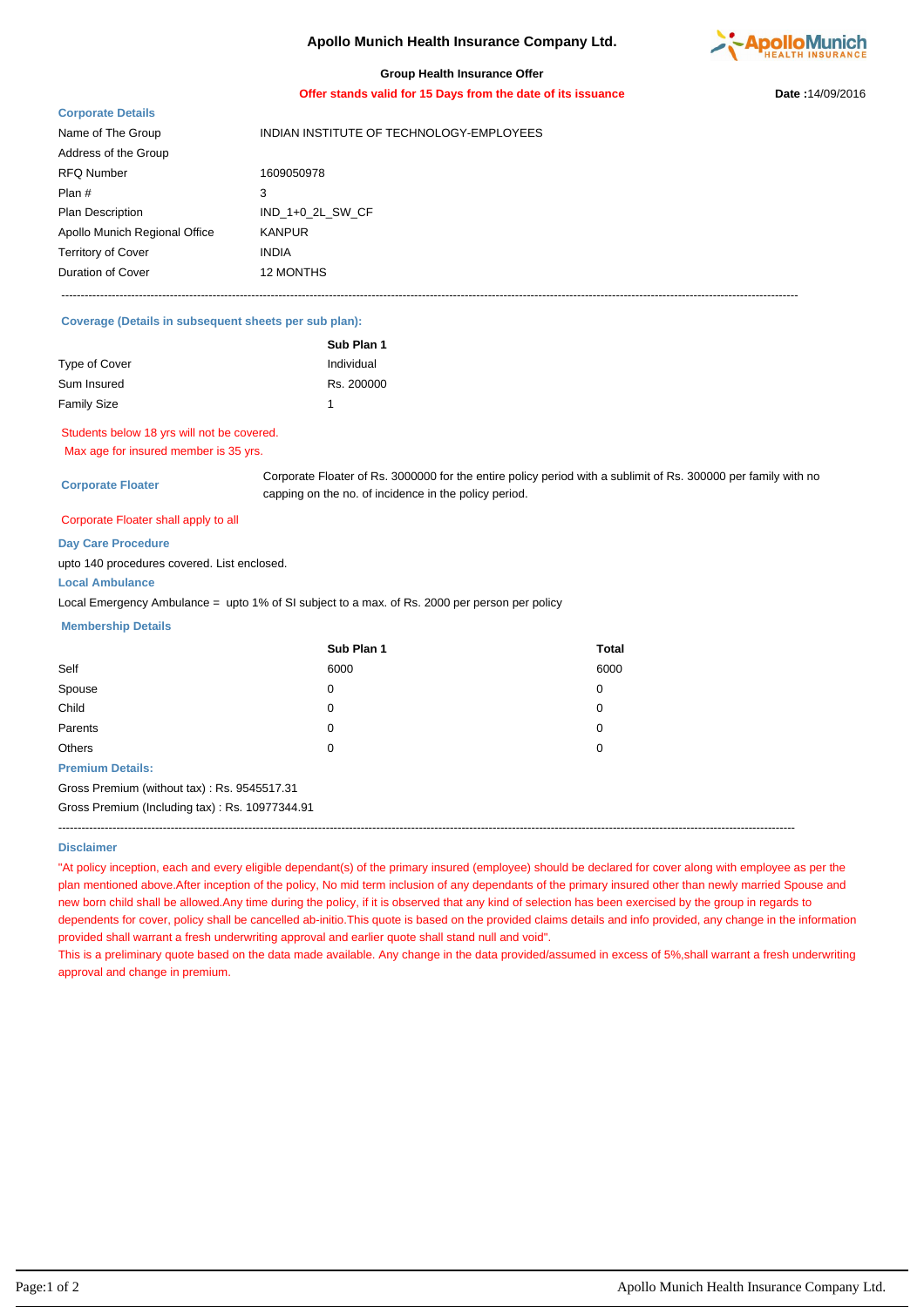# Apollo Munich Health Insurance Company Ltd.

**Group Health Insurance Offer**

**Offer stands valid for 15 Days from the date of its issuance**

**Date :**14/09/2016

### Corporate Details

| | |
|---|---|
| Name of The Group | INDIAN INSTITUTE OF TECHNOLOGY-EMPLOYEES |
| Address of the Group | |
| RFQ Number | 1609050978 |
| Plan # | 3 |
| Plan Description | IND_1+0_2L_SW_CF |
| Apollo Munich Regional Office | KANPUR |
| Territory of Cover | INDIA |
| Duration of Cover | 12 MONTHS |

---

### Coverage (Details in subsequent sheets per sub plan):

| | **Sub Plan 1** |
|---|---|
| Type of Cover | Individual |
| Sum Insured | Rs. 200000 |
| Family Size | 1 |

Students below 18 yrs will not be covered.

Max age for insured member is 35 yrs.

**Corporate Floater** Corporate Floater of Rs. 3000000 for the entire policy period with a sublimit of Rs. 300000 per family with no capping on the no. of incidence in the policy period.

Corporate Floater shall apply to all

### Day Care Procedure

upto 140 procedures covered. List enclosed.

### Local Ambulance

Local Emergency Ambulance = upto 1% of SI subject to a max. of Rs. 2000 per person per policy

### Membership Details

| | **Sub Plan 1** | **Total** |
|---|---|---|
| Self | 6000 | 6000 |
| Spouse | 0 | 0 |
| Child | 0 | 0 |
| Parents | 0 | 0 |
| Others | 0 | 0 |

### Premium Details:

Gross Premium (without tax) : Rs. 9545517.31

Gross Premium (Including tax) : Rs. 10977344.91

---

### Disclaimer

"At policy inception, each and every eligible dependant(s) of the primary insured (employee) should be declared for cover along with employee as per the plan mentioned above.After inception of the policy, No mid term inclusion of any dependants of the primary insured other than newly married Spouse and new born child shall be allowed.Any time during the policy, if it is observed that any kind of selection has been exercised by the group in regards to dependents for cover, policy shall be cancelled ab-initio.This quote is based on the provided claims details and info provided, any change in the information provided shall warrant a fresh underwriting approval and earlier quote shall stand null and void".

This is a preliminary quote based on the data made available. Any change in the data provided/assumed in excess of 5%,shall warrant a fresh underwriting approval and change in premium.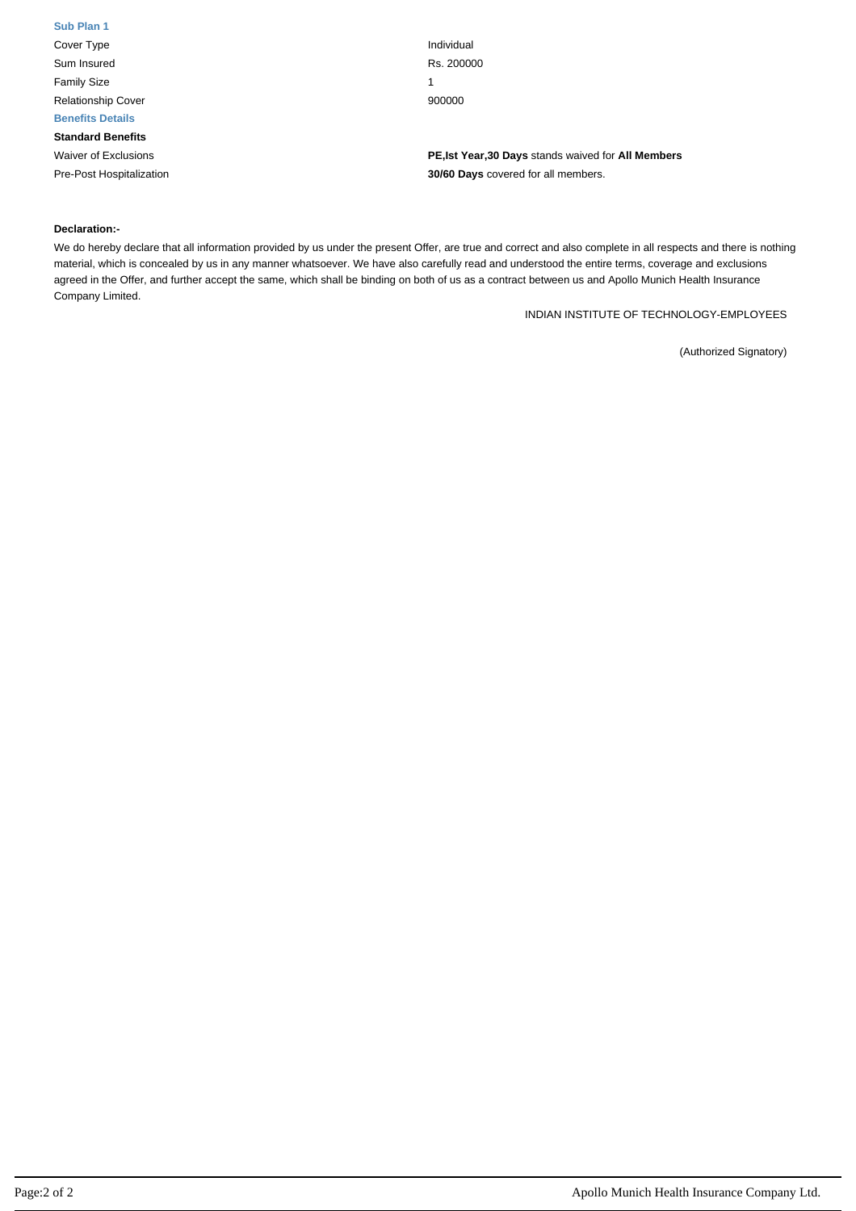### Sub Plan 1

| | |
|---|---|
| Cover Type | Individual |
| Sum Insured | Rs. 200000 |
| Family Size | 1 |
| Relationship Cover | 900000 |

### Benefits Details

**Standard Benefits**

| | |
|---|---|
| Waiver of Exclusions | **PE,Ist Year,30 Days** stands waived for **All Members** |
| Pre-Post Hospitalization | **30/60 Days** covered for all members. |

**Declaration:-**

We do hereby declare that all information provided by us under the present Offer, are true and correct and also complete in all respects and there is nothing material, which is concealed by us in any manner whatsoever. We have also carefully read and understood the entire terms, coverage and exclusions agreed in the Offer, and further accept the same, which shall be binding on both of us as a contract between us and Apollo Munich Health Insurance Company Limited.

INDIAN INSTITUTE OF TECHNOLOGY-EMPLOYEES

(Authorized Signatory)